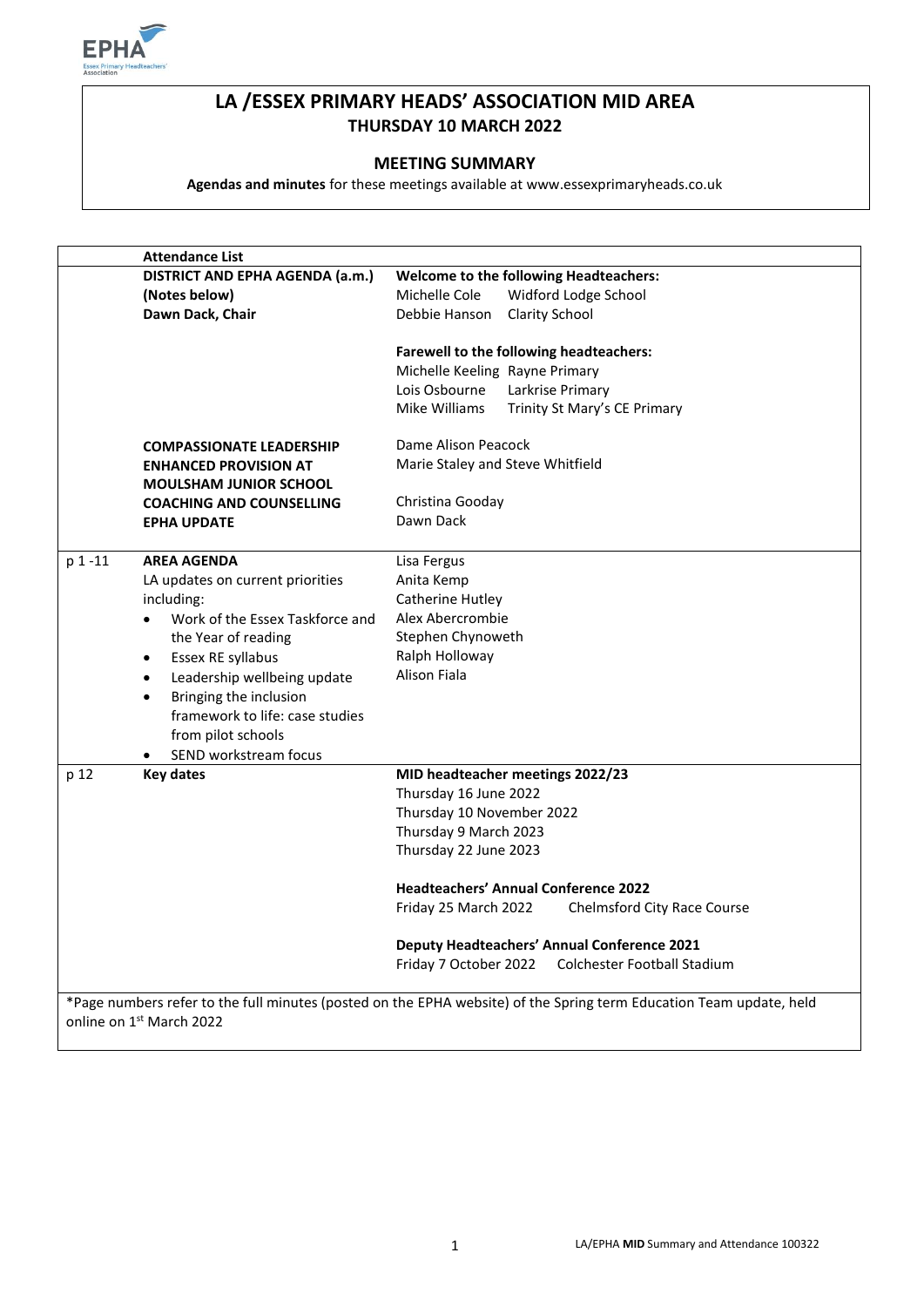# LA /ESSEX PRIMARY HEADS' ASSOCIATION MID AREA

**THURSDAY 10 MARCH 2022**

## MEETING SUMMARY

**Agendas and minutes** for these meetings available at www.essexprimaryheads.co.uk

| | **Attendance List** | |
|---|---|---|
| | **DISTRICT AND EPHA AGENDA (a.m.)**<br>**(Notes below)**<br>**Dawn Dack, Chair** | **Welcome to the following Headteachers:**<br>Michelle Cole Widford Lodge School<br>Debbie Hanson Clarity School<br><br>**Farewell to the following headteachers:**<br>Michelle Keeling Rayne Primary<br>Lois Osbourne Larkrise Primary<br>Mike Williams Trinity St Mary's CE Primary |
| | **COMPASSIONATE LEADERSHIP**<br>**ENHANCED PROVISION AT MOULSHAM JUNIOR SCHOOL**<br>**COACHING AND COUNSELLING**<br>**EPHA UPDATE** | Dame Alison Peacock<br>Marie Staley and Steve Whitfield<br><br>Christina Gooday<br>Dawn Dack |
| p 1 -11 | **AREA AGENDA**<br>LA updates on current priorities including:<br>• Work of the Essex Taskforce and the Year of reading<br>• Essex RE syllabus<br>• Leadership wellbeing update<br>• Bringing the inclusion framework to life: case studies from pilot schools<br>• SEND workstream focus | Lisa Fergus<br>Anita Kemp<br>Catherine Hutley<br>Alex Abercrombie<br>Stephen Chynoweth<br>Ralph Holloway<br>Alison Fiala |
| p 12 | **Key dates** | **MID headteacher meetings 2022/23**<br>Thursday 16 June 2022<br>Thursday 10 November 2022<br>Thursday 9 March 2023<br>Thursday 22 June 2023<br><br>**Headteachers' Annual Conference 2022**<br>Friday 25 March 2022 Chelmsford City Race Course<br><br>**Deputy Headteachers' Annual Conference 2021**<br>Friday 7 October 2022 Colchester Football Stadium |

*Page numbers refer to the full minutes (posted on the EPHA website) of the Spring term Education Team update, held online on 1st March 2022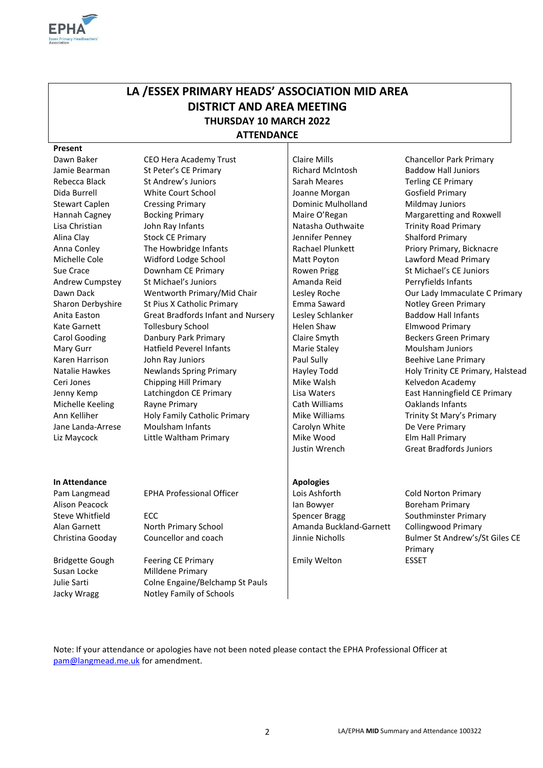# LA /ESSEX PRIMARY HEADS' ASSOCIATION MID AREA
# DISTRICT AND AREA MEETING
### THURSDAY 10 MARCH 2022
### ATTENDANCE

**Present**

| Name | School |
|---|---|
| Dawn Baker | CEO Hera Academy Trust |
| Jamie Bearman | St Peter's CE Primary |
| Rebecca Black | St Andrew's Juniors |
| Dida Burrell | White Court School |
| Stewart Caplen | Cressing Primary |
| Hannah Cagney | Bocking Primary |
| Lisa Christian | John Ray Infants |
| Alina Clay | Stock CE Primary |
| Anna Conley | The Howbridge Infants |
| Michelle Cole | Widford Lodge School |
| Sue Crace | Downham CE Primary |
| Andrew Cumpstey | St Michael's Juniors |
| Dawn Dack | Wentworth Primary/Mid Chair |
| Sharon Derbyshire | St Pius X Catholic Primary |
| Anita Easton | Great Bradfords Infant and Nursery |
| Kate Garnett | Tollesbury School |
| Carol Gooding | Danbury Park Primary |
| Mary Gurr | Hatfield Peverel Infants |
| Karen Harrison | John Ray Juniors |
| Natalie Hawkes | Newlands Spring Primary |
| Ceri Jones | Chipping Hill Primary |
| Jenny Kemp | Latchingdon CE Primary |
| Michelle Keeling | Rayne Primary |
| Ann Kelliher | Holy Family Catholic Primary |
| Jane Landa-Arrese | Moulsham Infants |
| Liz Maycock | Little Waltham Primary |
| Claire Mills | Chancellor Park Primary |
| Richard McIntosh | Baddow Hall Juniors |
| Sarah Meares | Terling CE Primary |
| Joanne Morgan | Gosfield Primary |
| Dominic Mulholland | Mildmay Juniors |
| Maire O'Regan | Margaretting and Roxwell |
| Natasha Outhwaite | Trinity Road Primary |
| Jennifer Penney | Shalford Primary |
| Rachael Plunkett | Priory Primary, Bicknacre |
| Matt Poyton | Lawford Mead Primary |
| Rowen Prigg | St Michael's CE Juniors |
| Amanda Reid | Perryfields Infants |
| Lesley Roche | Our Lady Immaculate C Primary |
| Emma Saward | Notley Green Primary |
| Lesley Schlanker | Baddow Hall Infants |
| Helen Shaw | Elmwood Primary |
| Claire Smyth | Beckers Green Primary |
| Marie Staley | Moulsham Juniors |
| Paul Sully | Beehive Lane Primary |
| Hayley Todd | Holy Trinity CE Primary, Halstead |
| Mike Walsh | Kelvedon Academy |
| Lisa Waters | East Hanningfield CE Primary |
| Cath Williams | Oaklands Infants |
| Mike Williams | Trinity St Mary's Primary |
| Carolyn White | De Vere Primary |
| Mike Wood | Elm Hall Primary |
| Justin Wrench | Great Bradfords Juniors |

**In Attendance**

| Name | Role/School |
|---|---|
| Pam Langmead | EPHA Professional Officer |
| Alison Peacock | |
| Steve Whitfield | ECC |
| Alan Garnett | North Primary School |
| Christina Gooday | Councellor and coach |
| Bridgette Gough | Feering CE Primary |
| Susan Locke | Milldene Primary |
| Julie Sarti | Colne Engaine/Belchamp St Pauls |
| Jacky Wragg | Notley Family of Schools |

**Apologies**

| Name | School |
|---|---|
| Lois Ashforth | Cold Norton Primary |
| Ian Bowyer | Boreham Primary |
| Spencer Bragg | Southminster Primary |
| Amanda Buckland-Garnett | Collingwood Primary |
| Jinnie Nicholls | Bulmer St Andrew's/St Giles CE Primary |
| Emily Welton | ESSET |

Note: If your attendance or apologies have not been noted please contact the EPHA Professional Officer at pam@langmead.me.uk for amendment.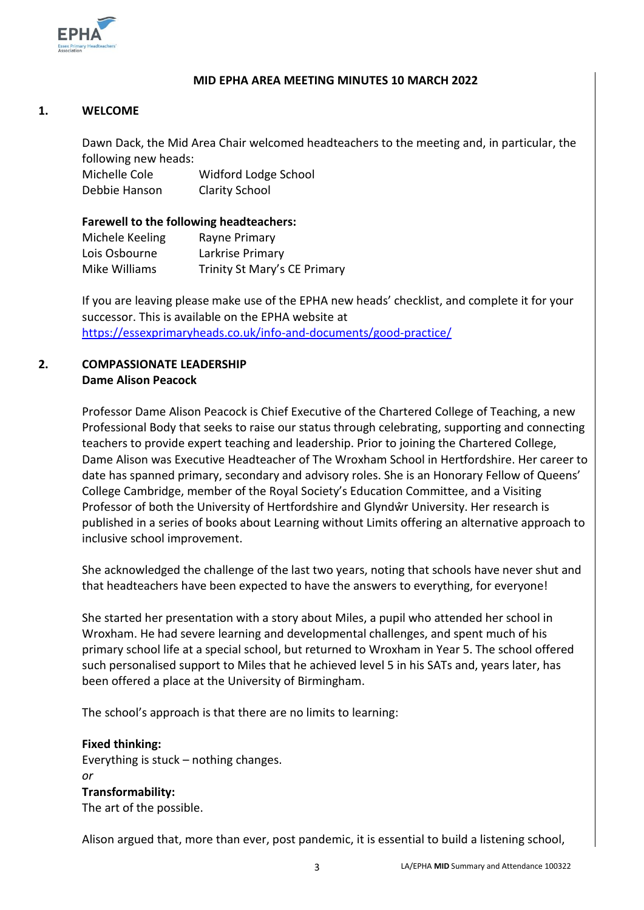**MID EPHA AREA MEETING MINUTES 10 MARCH 2022**

## 1. WELCOME

Dawn Dack, the Mid Area Chair welcomed headteachers to the meeting and, in particular, the following new heads:

| | |
|---|---|
| Michelle Cole | Widford Lodge School |
| Debbie Hanson | Clarity School |

**Farewell to the following headteachers:**

| | |
|---|---|
| Michele Keeling | Rayne Primary |
| Lois Osbourne | Larkrise Primary |
| Mike Williams | Trinity St Mary's CE Primary |

If you are leaving please make use of the EPHA new heads' checklist, and complete it for your successor. This is available on the EPHA website at https://essexprimaryheads.co.uk/info-and-documents/good-practice/

## 2. COMPASSIONATE LEADERSHIP

**Dame Alison Peacock**

Professor Dame Alison Peacock is Chief Executive of the Chartered College of Teaching, a new Professional Body that seeks to raise our status through celebrating, supporting and connecting teachers to provide expert teaching and leadership. Prior to joining the Chartered College, Dame Alison was Executive Headteacher of The Wroxham School in Hertfordshire. Her career to date has spanned primary, secondary and advisory roles. She is an Honorary Fellow of Queens' College Cambridge, member of the Royal Society's Education Committee, and a Visiting Professor of both the University of Hertfordshire and Glyndŵr University. Her research is published in a series of books about Learning without Limits offering an alternative approach to inclusive school improvement.

She acknowledged the challenge of the last two years, noting that schools have never shut and that headteachers have been expected to have the answers to everything, for everyone!

She started her presentation with a story about Miles, a pupil who attended her school in Wroxham. He had severe learning and developmental challenges, and spent much of his primary school life at a special school, but returned to Wroxham in Year 5. The school offered such personalised support to Miles that he achieved level 5 in his SATs and, years later, has been offered a place at the University of Birmingham.

The school's approach is that there are no limits to learning:

**Fixed thinking:**
Everything is stuck – nothing changes.
*or*
**Transformability:**
The art of the possible.

Alison argued that, more than ever, post pandemic, it is essential to build a listening school,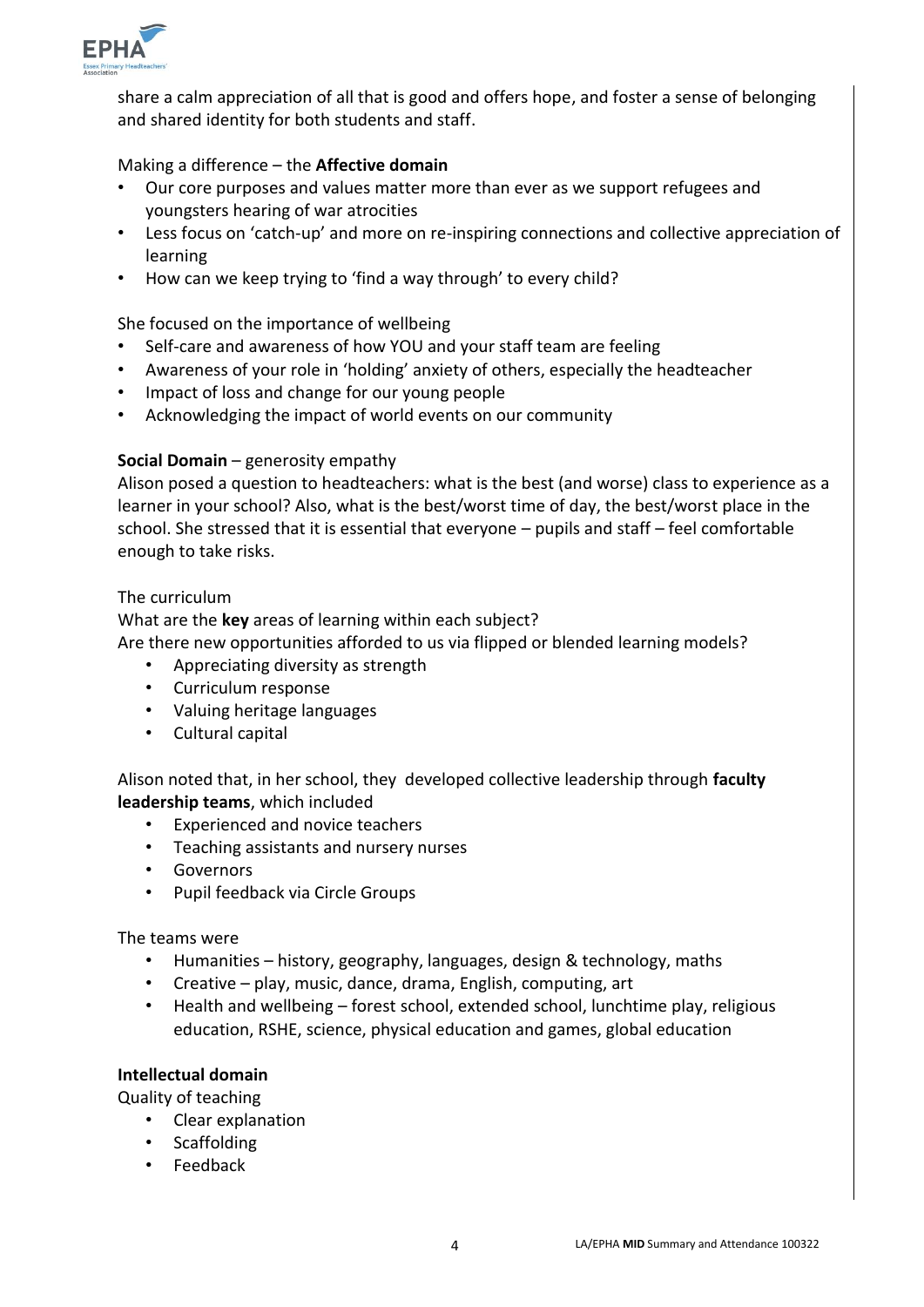share a calm appreciation of all that is good and offers hope, and foster a sense of belonging and shared identity for both students and staff.

Making a difference – the **Affective domain**

- Our core purposes and values matter more than ever as we support refugees and youngsters hearing of war atrocities
- Less focus on 'catch-up' and more on re-inspiring connections and collective appreciation of learning
- How can we keep trying to 'find a way through' to every child?

She focused on the importance of wellbeing

- Self-care and awareness of how YOU and your staff team are feeling
- Awareness of your role in 'holding' anxiety of others, especially the headteacher
- Impact of loss and change for our young people
- Acknowledging the impact of world events on our community

**Social Domain** – generosity empathy

Alison posed a question to headteachers: what is the best (and worse) class to experience as a learner in your school? Also, what is the best/worst time of day, the best/worst place in the school. She stressed that it is essential that everyone – pupils and staff – feel comfortable enough to take risks.

The curriculum

What are the **key** areas of learning within each subject?

Are there new opportunities afforded to us via flipped or blended learning models?

- Appreciating diversity as strength
- Curriculum response
- Valuing heritage languages
- Cultural capital

Alison noted that, in her school, they developed collective leadership through **faculty leadership teams**, which included

- Experienced and novice teachers
- Teaching assistants and nursery nurses
- Governors
- Pupil feedback via Circle Groups

The teams were

- Humanities – history, geography, languages, design & technology, maths
- Creative – play, music, dance, drama, English, computing, art
- Health and wellbeing – forest school, extended school, lunchtime play, religious education, RSHE, science, physical education and games, global education

**Intellectual domain**

Quality of teaching

- Clear explanation
- Scaffolding
- Feedback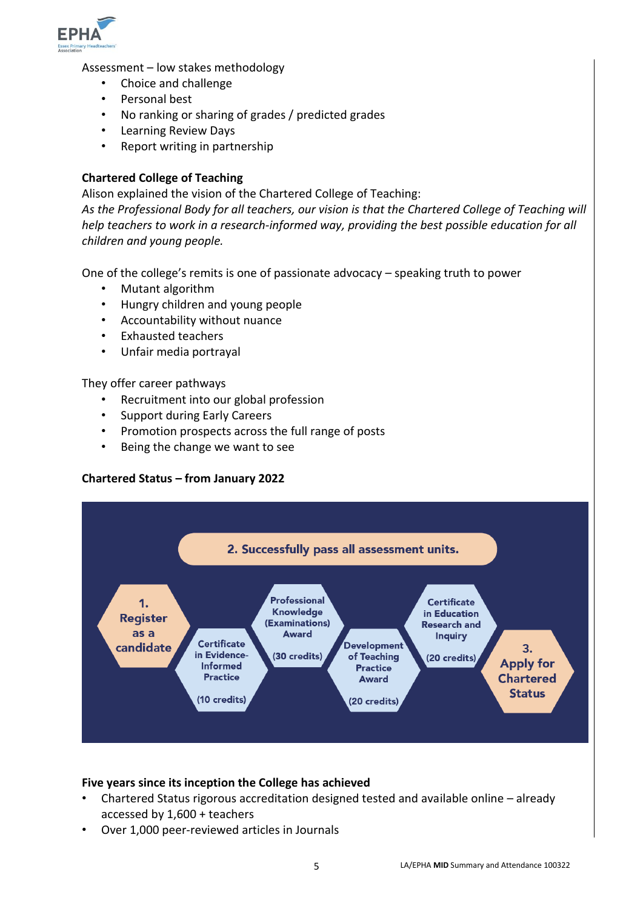Assessment – low stakes methodology

- Choice and challenge
- Personal best
- No ranking or sharing of grades / predicted grades
- Learning Review Days
- Report writing in partnership

**Chartered College of Teaching**

Alison explained the vision of the Chartered College of Teaching:

*As the Professional Body for all teachers, our vision is that the Chartered College of Teaching will help teachers to work in a research-informed way, providing the best possible education for all children and young people.*

One of the college's remits is one of passionate advocacy – speaking truth to power

- Mutant algorithm
- Hungry children and young people
- Accountability without nuance
- Exhausted teachers
- Unfair media portrayal

They offer career pathways

- Recruitment into our global profession
- Support during Early Careers
- Promotion prospects across the full range of posts
- Being the change we want to see

**Chartered Status – from January 2022**

2. Successfully pass all assessment units.

1. Register as a candidate

Certificate in Evidence-Informed Practice (10 credits)

Professional Knowledge (Examinations) Award (30 credits)

Development of Teaching Practice Award (20 credits)

Certificate in Education Research and Inquiry (20 credits)

3. Apply for Chartered Status

**Five years since its inception the College has achieved**

- Chartered Status rigorous accreditation designed tested and available online – already accessed by 1,600 + teachers
- Over 1,000 peer-reviewed articles in Journals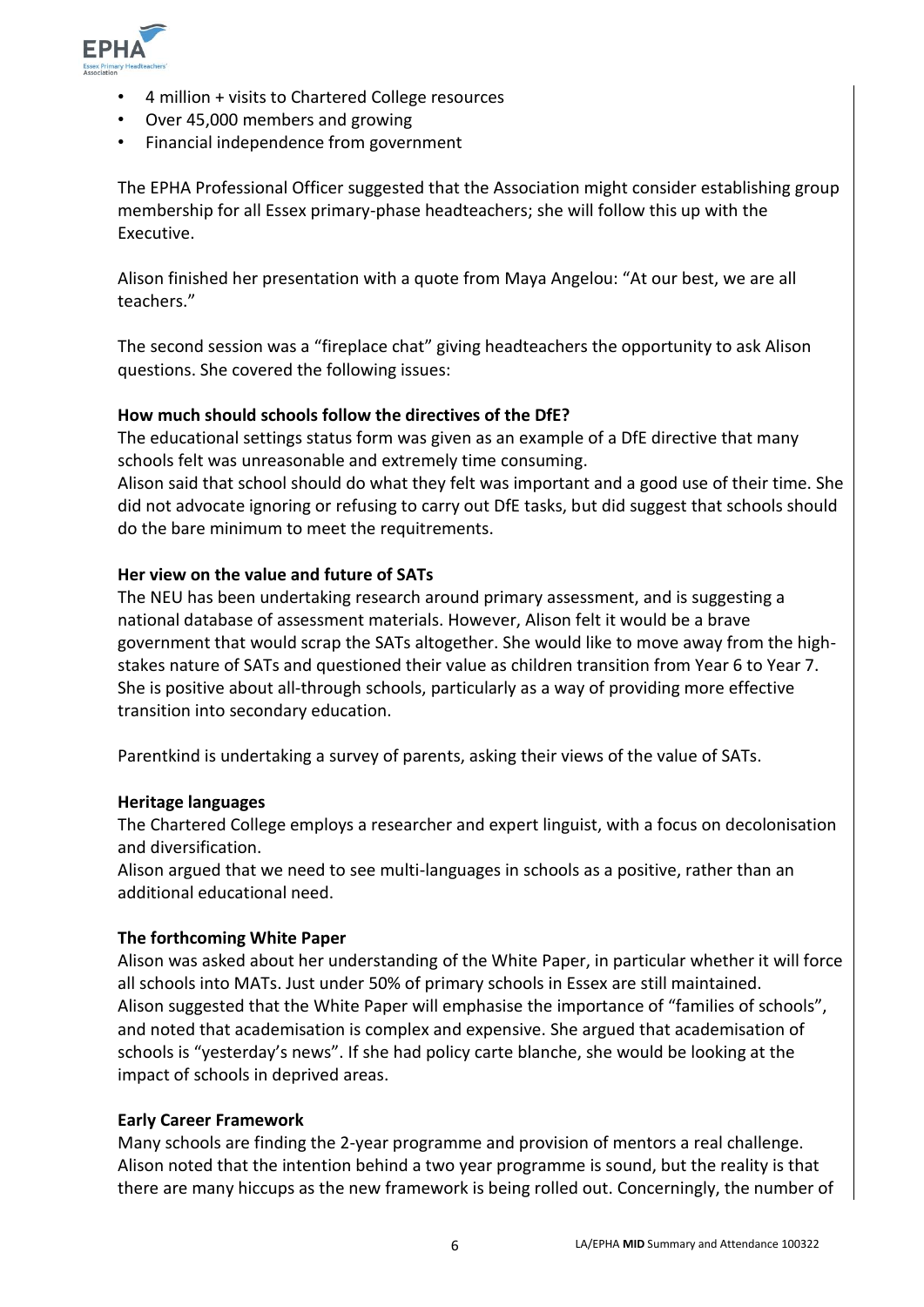- 4 million + visits to Chartered College resources
- Over 45,000 members and growing
- Financial independence from government

The EPHA Professional Officer suggested that the Association might consider establishing group membership for all Essex primary-phase headteachers; she will follow this up with the Executive.

Alison finished her presentation with a quote from Maya Angelou: "At our best, we are all teachers."

The second session was a "fireplace chat" giving headteachers the opportunity to ask Alison questions. She covered the following issues:

**How much should schools follow the directives of the DfE?**
The educational settings status form was given as an example of a DfE directive that many schools felt was unreasonable and extremely time consuming.
Alison said that school should do what they felt was important and a good use of their time. She did not advocate ignoring or refusing to carry out DfE tasks, but did suggest that schools should do the bare minimum to meet the requitrements.

**Her view on the value and future of SATs**
The NEU has been undertaking research around primary assessment, and is suggesting a national database of assessment materials. However, Alison felt it would be a brave government that would scrap the SATs altogether. She would like to move away from the high-stakes nature of SATs and questioned their value as children transition from Year 6 to Year 7. She is positive about all-through schools, particularly as a way of providing more effective transition into secondary education.

Parentkind is undertaking a survey of parents, asking their views of the value of SATs.

**Heritage languages**
The Chartered College employs a researcher and expert linguist, with a focus on decolonisation and diversification.
Alison argued that we need to see multi-languages in schools as a positive, rather than an additional educational need.

**The forthcoming White Paper**
Alison was asked about her understanding of the White Paper, in particular whether it will force all schools into MATs. Just under 50% of primary schools in Essex are still maintained.
Alison suggested that the White Paper will emphasise the importance of "families of schools", and noted that academisation is complex and expensive. She argued that academisation of schools is "yesterday's news". If she had policy carte blanche, she would be looking at the impact of schools in deprived areas.

**Early Career Framework**
Many schools are finding the 2-year programme and provision of mentors a real challenge. Alison noted that the intention behind a two year programme is sound, but the reality is that there are many hiccups as the new framework is being rolled out. Concerningly, the number of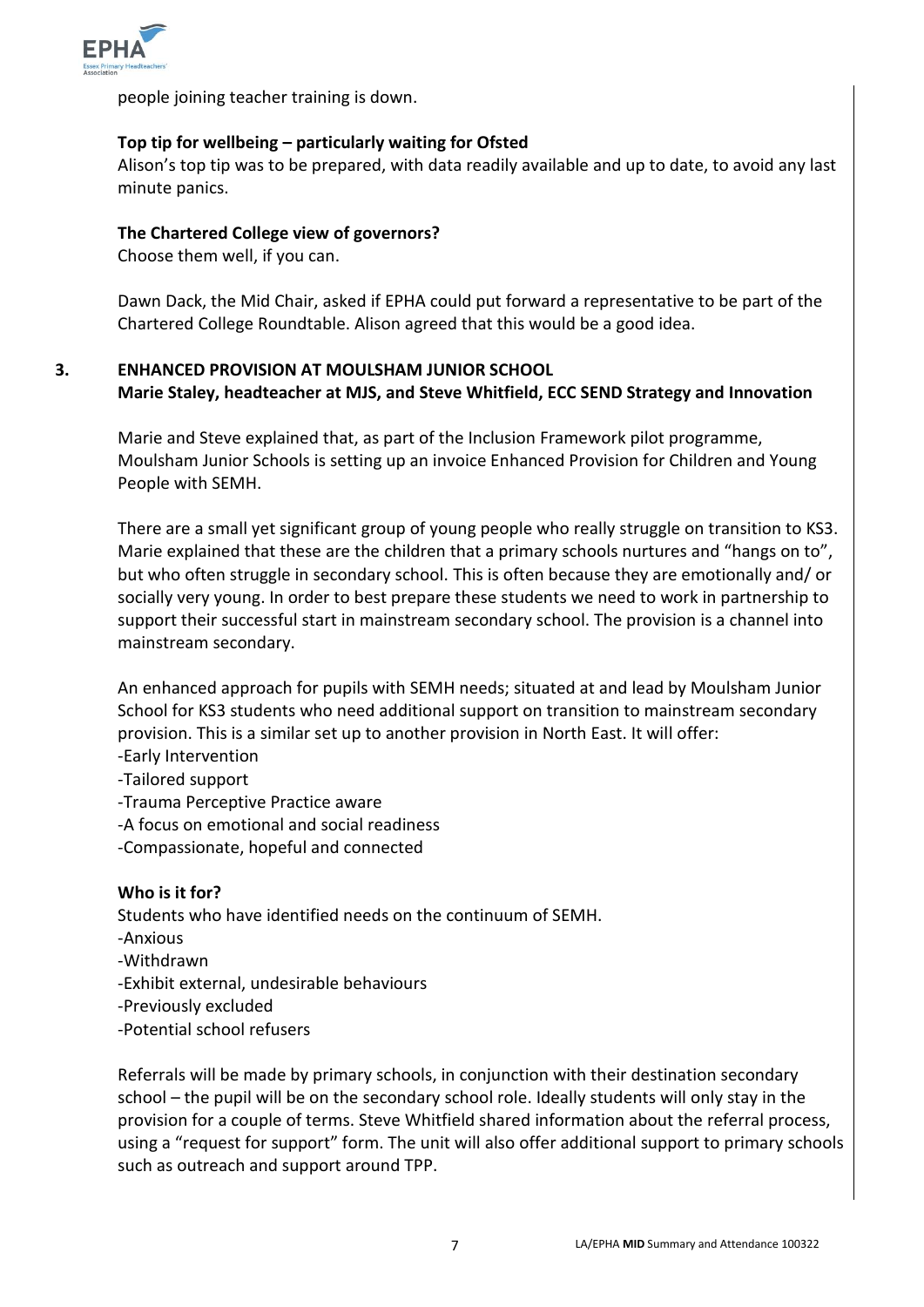people joining teacher training is down.

**Top tip for wellbeing – particularly waiting for Ofsted**

Alison's top tip was to be prepared, with data readily available and up to date, to avoid any last minute panics.

**The Chartered College view of governors?**

Choose them well, if you can.

Dawn Dack, the Mid Chair, asked if EPHA could put forward a representative to be part of the Chartered College Roundtable. Alison agreed that this would be a good idea.

## 3. ENHANCED PROVISION AT MOULSHAM JUNIOR SCHOOL

**Marie Staley, headteacher at MJS, and Steve Whitfield, ECC SEND Strategy and Innovation**

Marie and Steve explained that, as part of the Inclusion Framework pilot programme, Moulsham Junior Schools is setting up an invoice Enhanced Provision for Children and Young People with SEMH.

There are a small yet significant group of young people who really struggle on transition to KS3. Marie explained that these are the children that a primary schools nurtures and "hangs on to", but who often struggle in secondary school. This is often because they are emotionally and/ or socially very young. In order to best prepare these students we need to work in partnership to support their successful start in mainstream secondary school. The provision is a channel into mainstream secondary.

An enhanced approach for pupils with SEMH needs; situated at and lead by Moulsham Junior School for KS3 students who need additional support on transition to mainstream secondary provision. This is a similar set up to another provision in North East. It will offer:

-Early Intervention
-Tailored support
-Trauma Perceptive Practice aware
-A focus on emotional and social readiness
-Compassionate, hopeful and connected

**Who is it for?**

Students who have identified needs on the continuum of SEMH.
-Anxious
-Withdrawn
-Exhibit external, undesirable behaviours
-Previously excluded
-Potential school refusers

Referrals will be made by primary schools, in conjunction with their destination secondary school – the pupil will be on the secondary school role. Ideally students will only stay in the provision for a couple of terms. Steve Whitfield shared information about the referral process, using a "request for support" form. The unit will also offer additional support to primary schools such as outreach and support around TPP.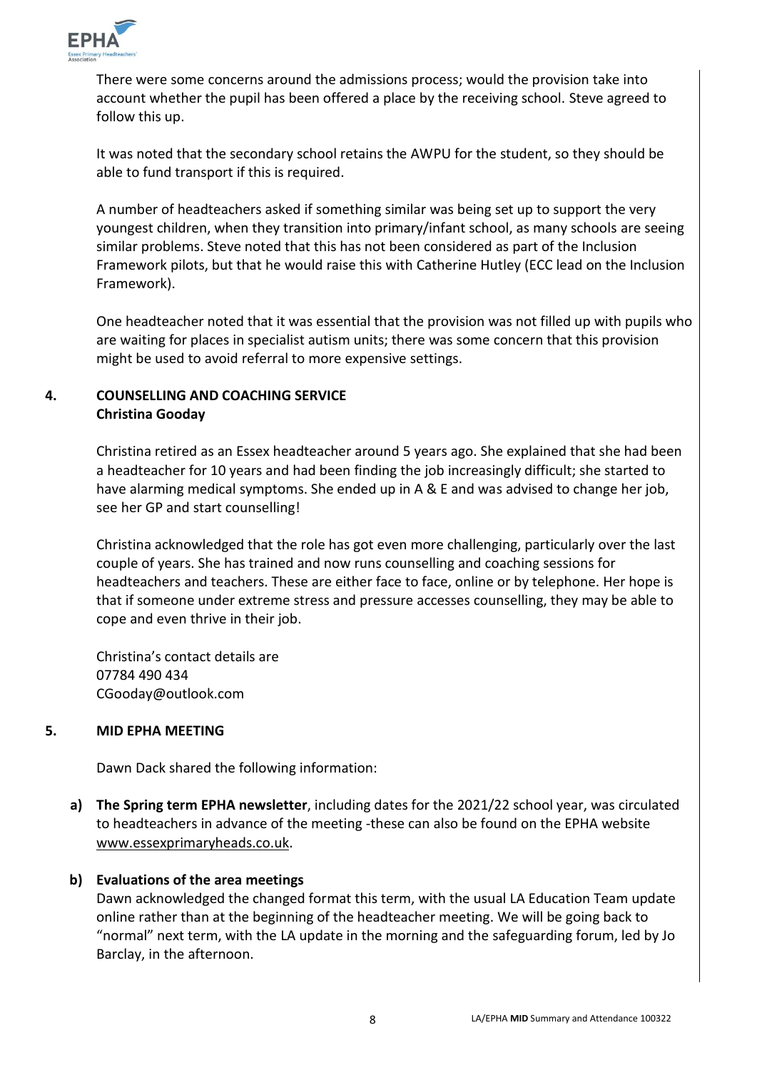There were some concerns around the admissions process; would the provision take into account whether the pupil has been offered a place by the receiving school. Steve agreed to follow this up.

It was noted that the secondary school retains the AWPU for the student, so they should be able to fund transport if this is required.

A number of headteachers asked if something similar was being set up to support the very youngest children, when they transition into primary/infant school, as many schools are seeing similar problems. Steve noted that this has not been considered as part of the Inclusion Framework pilots, but that he would raise this with Catherine Hutley (ECC lead on the Inclusion Framework).

One headteacher noted that it was essential that the provision was not filled up with pupils who are waiting for places in specialist autism units; there was some concern that this provision might be used to avoid referral to more expensive settings.

## 4. COUNSELLING AND COACHING SERVICE
**Christina Gooday**

Christina retired as an Essex headteacher around 5 years ago. She explained that she had been a headteacher for 10 years and had been finding the job increasingly difficult; she started to have alarming medical symptoms. She ended up in A & E and was advised to change her job, see her GP and start counselling!

Christina acknowledged that the role has got even more challenging, particularly over the last couple of years. She has trained and now runs counselling and coaching sessions for headteachers and teachers. These are either face to face, online or by telephone. Her hope is that if someone under extreme stress and pressure accesses counselling, they may be able to cope and even thrive in their job.

Christina's contact details are
07784 490 434
CGooday@outlook.com

## 5. MID EPHA MEETING

Dawn Dack shared the following information:

**a) The Spring term EPHA newsletter**, including dates for the 2021/22 school year, was circulated to headteachers in advance of the meeting -these can also be found on the EPHA website www.essexprimaryheads.co.uk.

**b) Evaluations of the area meetings**
Dawn acknowledged the changed format this term, with the usual LA Education Team update online rather than at the beginning of the headteacher meeting. We will be going back to "normal" next term, with the LA update in the morning and the safeguarding forum, led by Jo Barclay, in the afternoon.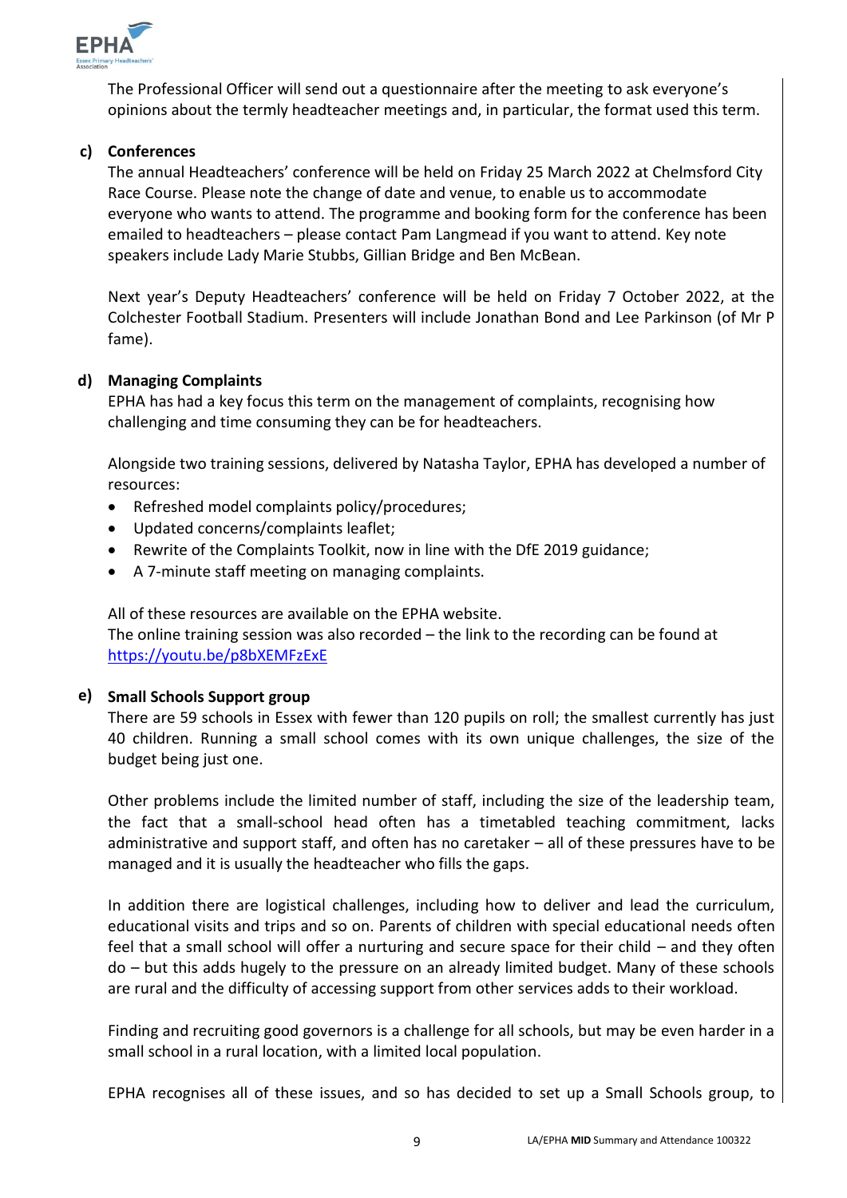The Professional Officer will send out a questionnaire after the meeting to ask everyone's opinions about the termly headteacher meetings and, in particular, the format used this term.

**c) Conferences**

The annual Headteachers' conference will be held on Friday 25 March 2022 at Chelmsford City Race Course. Please note the change of date and venue, to enable us to accommodate everyone who wants to attend. The programme and booking form for the conference has been emailed to headteachers – please contact Pam Langmead if you want to attend. Key note speakers include Lady Marie Stubbs, Gillian Bridge and Ben McBean.

Next year's Deputy Headteachers' conference will be held on Friday 7 October 2022, at the Colchester Football Stadium. Presenters will include Jonathan Bond and Lee Parkinson (of Mr P fame).

**d) Managing Complaints**

EPHA has had a key focus this term on the management of complaints, recognising how challenging and time consuming they can be for headteachers.

Alongside two training sessions, delivered by Natasha Taylor, EPHA has developed a number of resources:

- Refreshed model complaints policy/procedures;
- Updated concerns/complaints leaflet;
- Rewrite of the Complaints Toolkit, now in line with the DfE 2019 guidance;
- A 7-minute staff meeting on managing complaints.

All of these resources are available on the EPHA website.
The online training session was also recorded – the link to the recording can be found at [https://youtu.be/p8bXEMFzExE](https://youtu.be/p8bXEMFzExE)

**e) Small Schools Support group**

There are 59 schools in Essex with fewer than 120 pupils on roll; the smallest currently has just 40 children. Running a small school comes with its own unique challenges, the size of the budget being just one.

Other problems include the limited number of staff, including the size of the leadership team, the fact that a small-school head often has a timetabled teaching commitment, lacks administrative and support staff, and often has no caretaker – all of these pressures have to be managed and it is usually the headteacher who fills the gaps.

In addition there are logistical challenges, including how to deliver and lead the curriculum, educational visits and trips and so on. Parents of children with special educational needs often feel that a small school will offer a nurturing and secure space for their child – and they often do – but this adds hugely to the pressure on an already limited budget. Many of these schools are rural and the difficulty of accessing support from other services adds to their workload.

Finding and recruiting good governors is a challenge for all schools, but may be even harder in a small school in a rural location, with a limited local population.

EPHA recognises all of these issues, and so has decided to set up a Small Schools group, to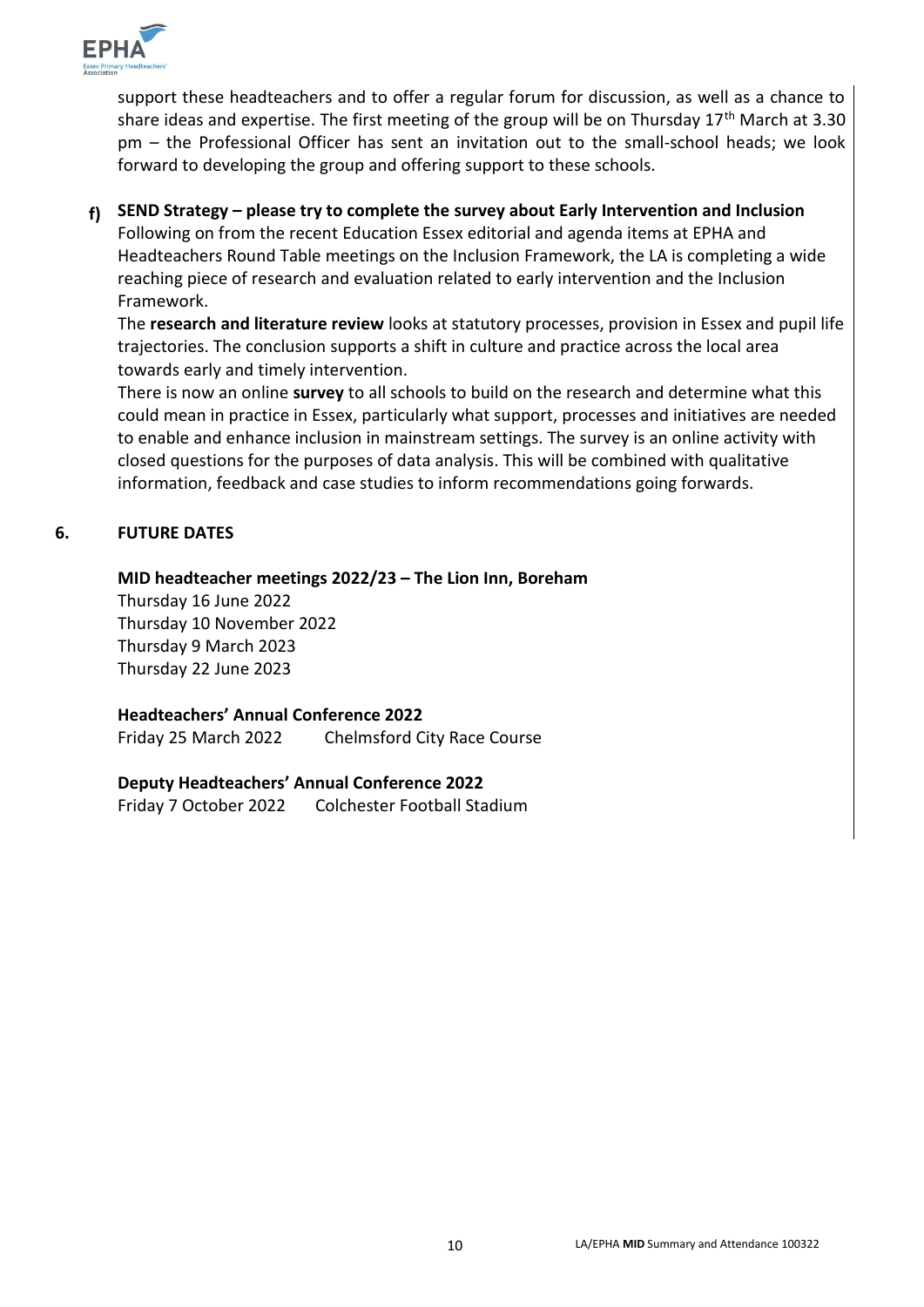support these headteachers and to offer a regular forum for discussion, as well as a chance to share ideas and expertise. The first meeting of the group will be on Thursday 17th March at 3.30 pm – the Professional Officer has sent an invitation out to the small-school heads; we look forward to developing the group and offering support to these schools.

**f) SEND Strategy – please try to complete the survey about Early Intervention and Inclusion**

Following on from the recent Education Essex editorial and agenda items at EPHA and Headteachers Round Table meetings on the Inclusion Framework, the LA is completing a wide reaching piece of research and evaluation related to early intervention and the Inclusion Framework.

The **research and literature review** looks at statutory processes, provision in Essex and pupil life trajectories. The conclusion supports a shift in culture and practice across the local area towards early and timely intervention.

There is now an online **survey** to all schools to build on the research and determine what this could mean in practice in Essex, particularly what support, processes and initiatives are needed to enable and enhance inclusion in mainstream settings. The survey is an online activity with closed questions for the purposes of data analysis. This will be combined with qualitative information, feedback and case studies to inform recommendations going forwards.

## 6. FUTURE DATES

**MID headteacher meetings 2022/23 – The Lion Inn, Boreham**

Thursday 16 June 2022
Thursday 10 November 2022
Thursday 9 March 2023
Thursday 22 June 2023

**Headteachers' Annual Conference 2022**

Friday 25 March 2022 Chelmsford City Race Course

**Deputy Headteachers' Annual Conference 2022**

Friday 7 October 2022 Colchester Football Stadium